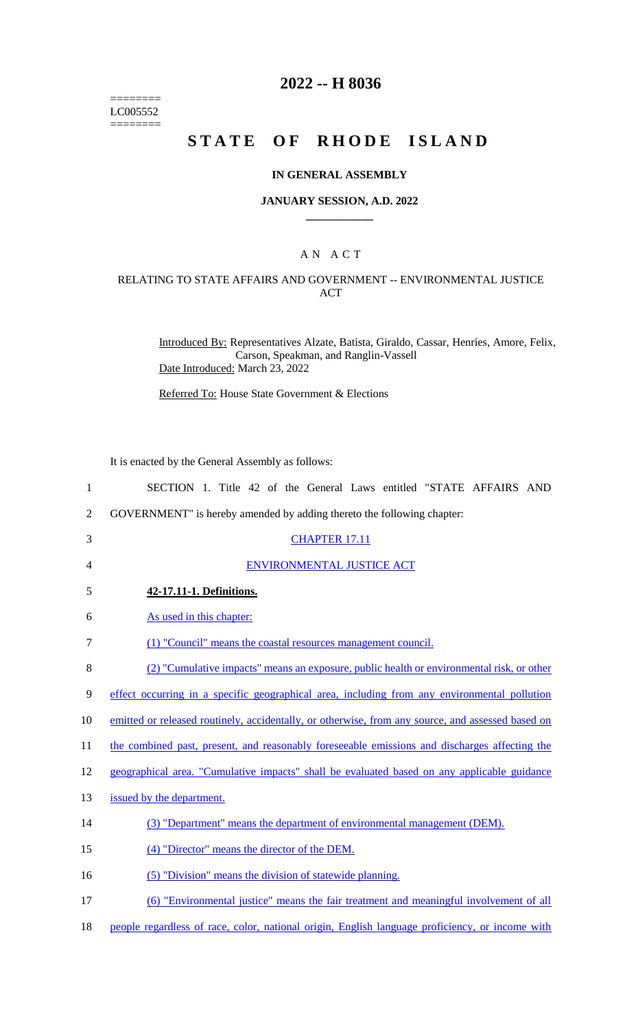========
LC005552
========

# 2022 -- H 8036

# STATE OF RHODE ISLAND

## IN GENERAL ASSEMBLY

### JANUARY SESSION, A.D. 2022

### A N A C T

#### RELATING TO STATE AFFAIRS AND GOVERNMENT -- ENVIRONMENTAL JUSTICE ACT

Introduced By: Representatives Alzate, Batista, Giraldo, Cassar, Henries, Amore, Felix, Carson, Speakman, and Ranglin-Vassell

Date Introduced: March 23, 2022

Referred To: House State Government & Elections

It is enacted by the General Assembly as follows:

1 SECTION 1. Title 42 of the General Laws entitled "STATE AFFAIRS AND
2 GOVERNMENT" is hereby amended by adding thereto the following chapter:

3 CHAPTER 17.11

4 ENVIRONMENTAL JUSTICE ACT

5 **42-17.11-1. Definitions.**

6 As used in this chapter:

7 (1) "Council" means the coastal resources management council.

8 (2) "Cumulative impacts" means an exposure, public health or environmental risk, or other
9 effect occurring in a specific geographical area, including from any environmental pollution
10 emitted or released routinely, accidentally, or otherwise, from any source, and assessed based on
11 the combined past, present, and reasonably foreseeable emissions and discharges affecting the
12 geographical area. "Cumulative impacts" shall be evaluated based on any applicable guidance
13 issued by the department.

14 (3) "Department" means the department of environmental management (DEM).

15 (4) "Director" means the director of the DEM.

16 (5) "Division" means the division of statewide planning.

17 (6) "Environmental justice" means the fair treatment and meaningful involvement of all
18 people regardless of race, color, national origin, English language proficiency, or income with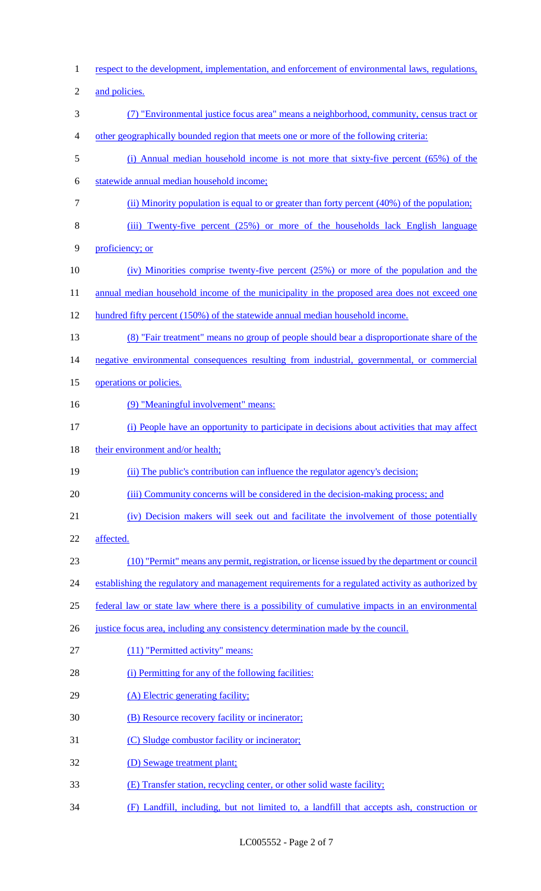respect to the development, implementation, and enforcement of environmental laws, regulations, and policies.

(7) "Environmental justice focus area" means a neighborhood, community, census tract or other geographically bounded region that meets one or more of the following criteria:

(i) Annual median household income is not more that sixty-five percent (65%) of the statewide annual median household income;

(ii) Minority population is equal to or greater than forty percent (40%) of the population;

(iii) Twenty-five percent (25%) or more of the households lack English language proficiency; or

(iv) Minorities comprise twenty-five percent (25%) or more of the population and the annual median household income of the municipality in the proposed area does not exceed one hundred fifty percent (150%) of the statewide annual median household income.

(8) "Fair treatment" means no group of people should bear a disproportionate share of the negative environmental consequences resulting from industrial, governmental, or commercial operations or policies.

(9) "Meaningful involvement" means:

(i) People have an opportunity to participate in decisions about activities that may affect their environment and/or health;

(ii) The public's contribution can influence the regulator agency's decision;

(iii) Community concerns will be considered in the decision-making process; and

(iv) Decision makers will seek out and facilitate the involvement of those potentially affected.

(10) "Permit" means any permit, registration, or license issued by the department or council establishing the regulatory and management requirements for a regulated activity as authorized by federal law or state law where there is a possibility of cumulative impacts in an environmental justice focus area, including any consistency determination made by the council.

(11) "Permitted activity" means:

(i) Permitting for any of the following facilities:

(A) Electric generating facility;

(B) Resource recovery facility or incinerator;

(C) Sludge combustor facility or incinerator;

(D) Sewage treatment plant;

(E) Transfer station, recycling center, or other solid waste facility;

(F) Landfill, including, but not limited to, a landfill that accepts ash, construction or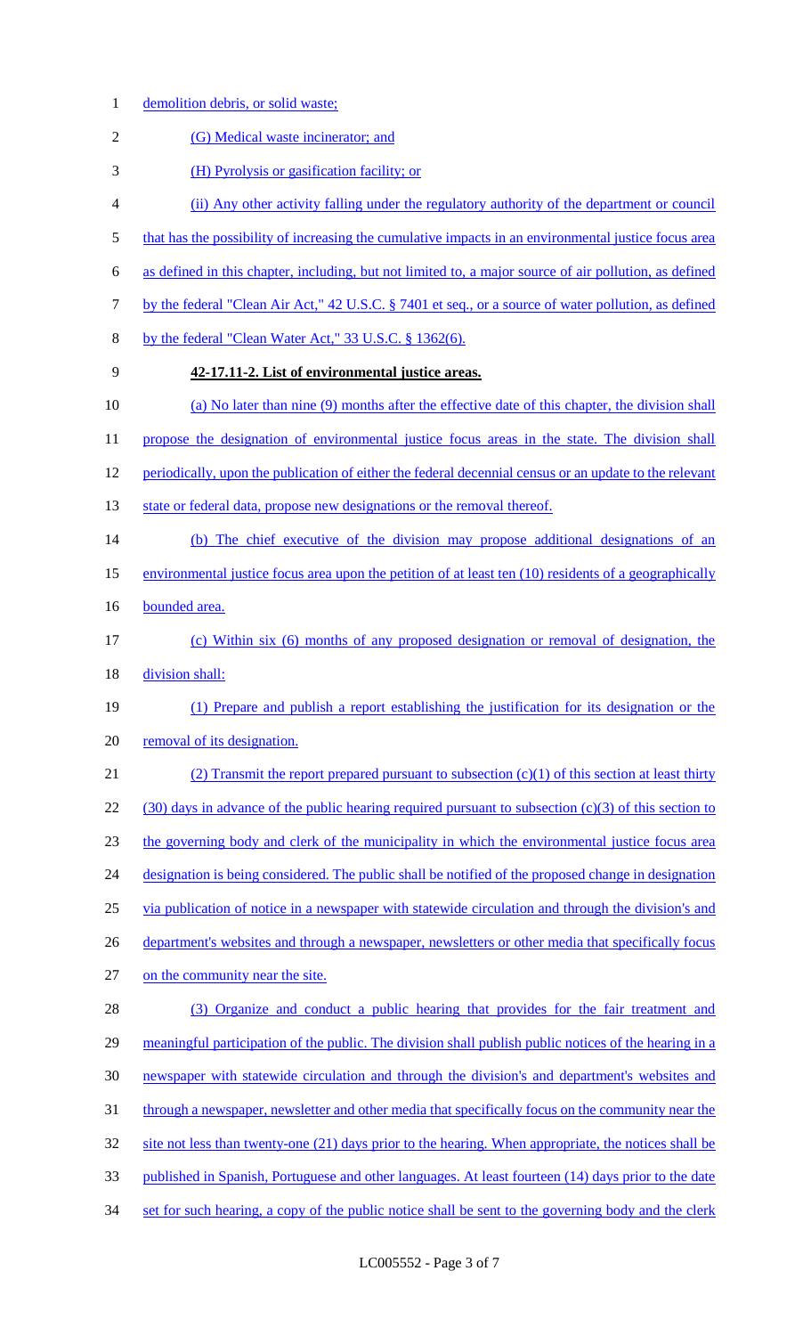demolition debris, or solid waste;

(G) Medical waste incinerator; and

(H) Pyrolysis or gasification facility; or

(ii) Any other activity falling under the regulatory authority of the department or council that has the possibility of increasing the cumulative impacts in an environmental justice focus area as defined in this chapter, including, but not limited to, a major source of air pollution, as defined by the federal "Clean Air Act," 42 U.S.C. § 7401 et seq., or a source of water pollution, as defined by the federal "Clean Water Act," 33 U.S.C. § 1362(6).

**42-17.11-2. List of environmental justice areas.**

(a) No later than nine (9) months after the effective date of this chapter, the division shall propose the designation of environmental justice focus areas in the state. The division shall periodically, upon the publication of either the federal decennial census or an update to the relevant state or federal data, propose new designations or the removal thereof.

(b) The chief executive of the division may propose additional designations of an environmental justice focus area upon the petition of at least ten (10) residents of a geographically bounded area.

(c) Within six (6) months of any proposed designation or removal of designation, the division shall:

(1) Prepare and publish a report establishing the justification for its designation or the removal of its designation.

(2) Transmit the report prepared pursuant to subsection (c)(1) of this section at least thirty (30) days in advance of the public hearing required pursuant to subsection (c)(3) of this section to the governing body and clerk of the municipality in which the environmental justice focus area designation is being considered. The public shall be notified of the proposed change in designation via publication of notice in a newspaper with statewide circulation and through the division's and department's websites and through a newspaper, newsletters or other media that specifically focus on the community near the site.

(3) Organize and conduct a public hearing that provides for the fair treatment and meaningful participation of the public. The division shall publish public notices of the hearing in a newspaper with statewide circulation and through the division's and department's websites and through a newspaper, newsletter and other media that specifically focus on the community near the site not less than twenty-one (21) days prior to the hearing. When appropriate, the notices shall be published in Spanish, Portuguese and other languages. At least fourteen (14) days prior to the date set for such hearing, a copy of the public notice shall be sent to the governing body and the clerk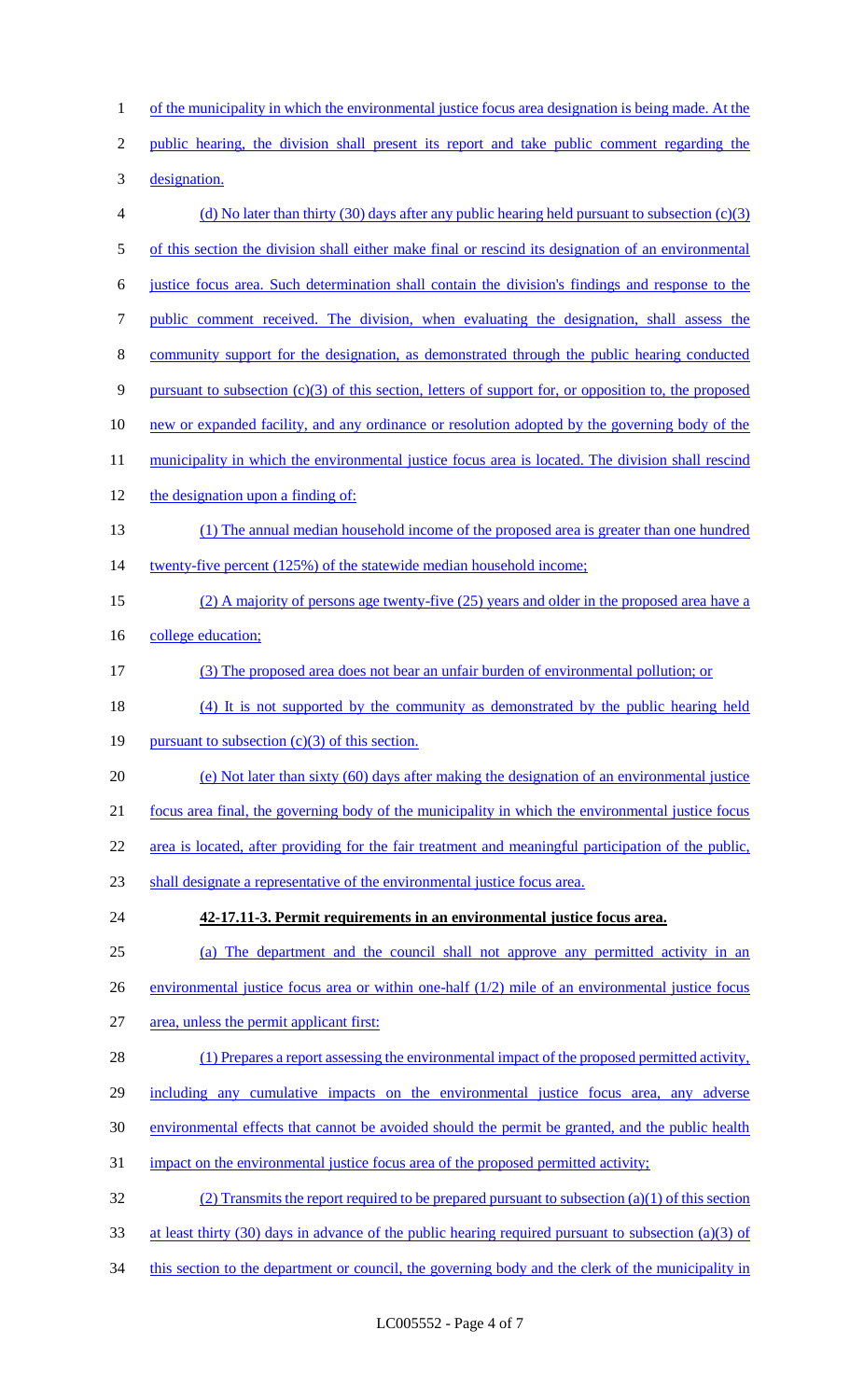of the municipality in which the environmental justice focus area designation is being made. At the public hearing, the division shall present its report and take public comment regarding the designation.

(d) No later than thirty (30) days after any public hearing held pursuant to subsection (c)(3) of this section the division shall either make final or rescind its designation of an environmental justice focus area. Such determination shall contain the division's findings and response to the public comment received. The division, when evaluating the designation, shall assess the community support for the designation, as demonstrated through the public hearing conducted pursuant to subsection (c)(3) of this section, letters of support for, or opposition to, the proposed new or expanded facility, and any ordinance or resolution adopted by the governing body of the municipality in which the environmental justice focus area is located. The division shall rescind the designation upon a finding of:

(1) The annual median household income of the proposed area is greater than one hundred twenty-five percent (125%) of the statewide median household income;

(2) A majority of persons age twenty-five (25) years and older in the proposed area have a college education;

(3) The proposed area does not bear an unfair burden of environmental pollution; or

(4) It is not supported by the community as demonstrated by the public hearing held pursuant to subsection (c)(3) of this section.

(e) Not later than sixty (60) days after making the designation of an environmental justice focus area final, the governing body of the municipality in which the environmental justice focus area is located, after providing for the fair treatment and meaningful participation of the public, shall designate a representative of the environmental justice focus area.

**42-17.11-3. Permit requirements in an environmental justice focus area.**

(a) The department and the council shall not approve any permitted activity in an environmental justice focus area or within one-half (1/2) mile of an environmental justice focus area, unless the permit applicant first:

(1) Prepares a report assessing the environmental impact of the proposed permitted activity, including any cumulative impacts on the environmental justice focus area, any adverse environmental effects that cannot be avoided should the permit be granted, and the public health impact on the environmental justice focus area of the proposed permitted activity;

(2) Transmits the report required to be prepared pursuant to subsection (a)(1) of this section at least thirty (30) days in advance of the public hearing required pursuant to subsection (a)(3) of this section to the department or council, the governing body and the clerk of the municipality in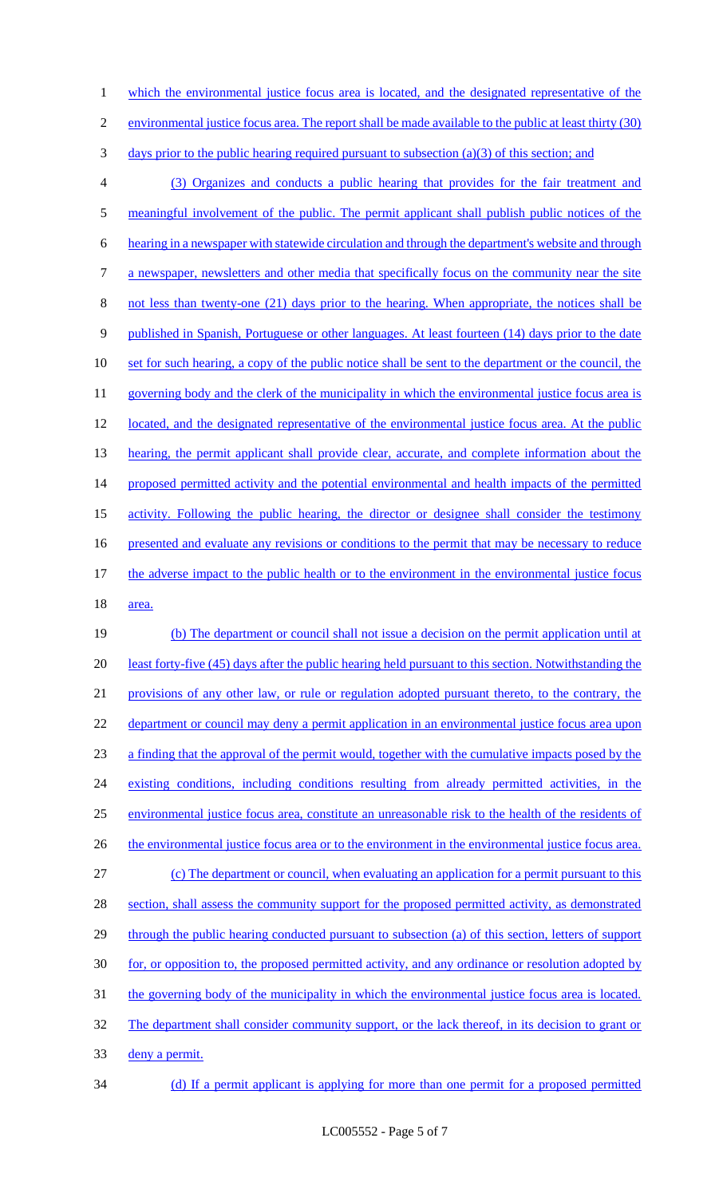which the environmental justice focus area is located, and the designated representative of the environmental justice focus area. The report shall be made available to the public at least thirty (30) days prior to the public hearing required pursuant to subsection (a)(3) of this section; and

(3) Organizes and conducts a public hearing that provides for the fair treatment and meaningful involvement of the public. The permit applicant shall publish public notices of the hearing in a newspaper with statewide circulation and through the department's website and through a newspaper, newsletters and other media that specifically focus on the community near the site not less than twenty-one (21) days prior to the hearing. When appropriate, the notices shall be published in Spanish, Portuguese or other languages. At least fourteen (14) days prior to the date set for such hearing, a copy of the public notice shall be sent to the department or the council, the governing body and the clerk of the municipality in which the environmental justice focus area is located, and the designated representative of the environmental justice focus area. At the public hearing, the permit applicant shall provide clear, accurate, and complete information about the proposed permitted activity and the potential environmental and health impacts of the permitted activity. Following the public hearing, the director or designee shall consider the testimony presented and evaluate any revisions or conditions to the permit that may be necessary to reduce the adverse impact to the public health or to the environment in the environmental justice focus area.

(b) The department or council shall not issue a decision on the permit application until at least forty-five (45) days after the public hearing held pursuant to this section. Notwithstanding the provisions of any other law, or rule or regulation adopted pursuant thereto, to the contrary, the department or council may deny a permit application in an environmental justice focus area upon a finding that the approval of the permit would, together with the cumulative impacts posed by the existing conditions, including conditions resulting from already permitted activities, in the environmental justice focus area, constitute an unreasonable risk to the health of the residents of the environmental justice focus area or to the environment in the environmental justice focus area.

(c) The department or council, when evaluating an application for a permit pursuant to this section, shall assess the community support for the proposed permitted activity, as demonstrated through the public hearing conducted pursuant to subsection (a) of this section, letters of support for, or opposition to, the proposed permitted activity, and any ordinance or resolution adopted by the governing body of the municipality in which the environmental justice focus area is located. The department shall consider community support, or the lack thereof, in its decision to grant or deny a permit.

(d) If a permit applicant is applying for more than one permit for a proposed permitted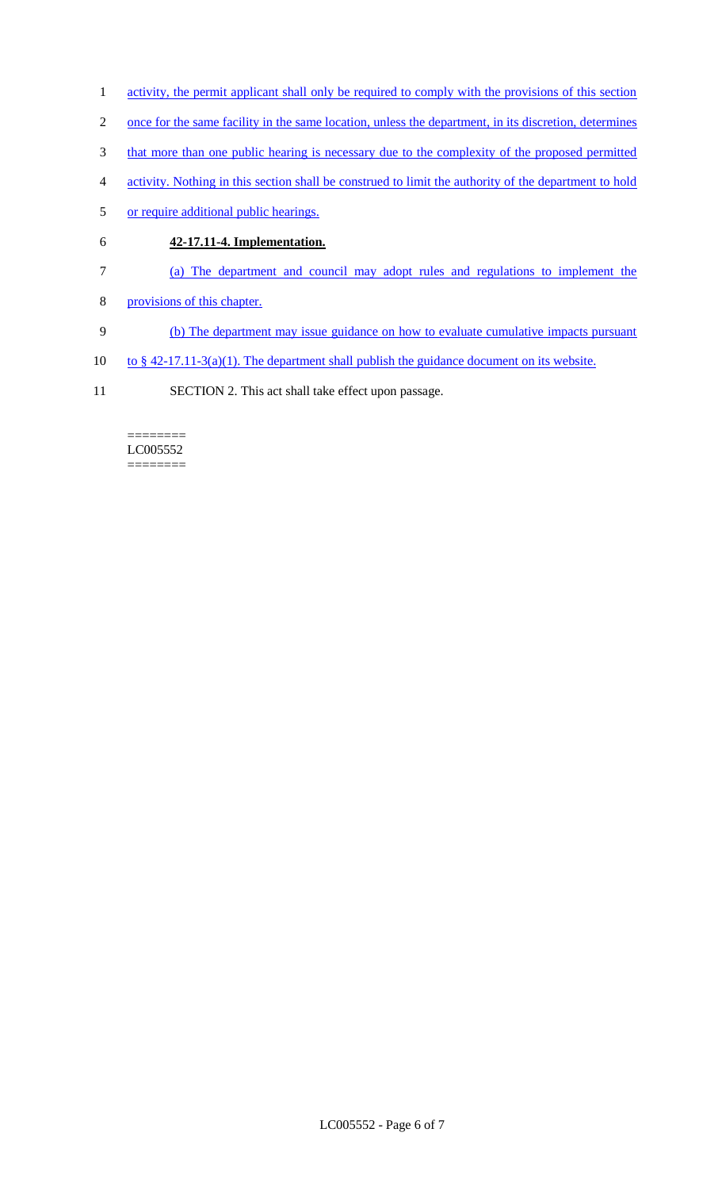activity, the permit applicant shall only be required to comply with the provisions of this section once for the same facility in the same location, unless the department, in its discretion, determines that more than one public hearing is necessary due to the complexity of the proposed permitted activity. Nothing in this section shall be construed to limit the authority of the department to hold or require additional public hearings.

**42-17.11-4. Implementation.**

(a) The department and council may adopt rules and regulations to implement the provisions of this chapter.

(b) The department may issue guidance on how to evaluate cumulative impacts pursuant to § 42-17.11-3(a)(1). The department shall publish the guidance document on its website.

SECTION 2. This act shall take effect upon passage.

========
LC005552
========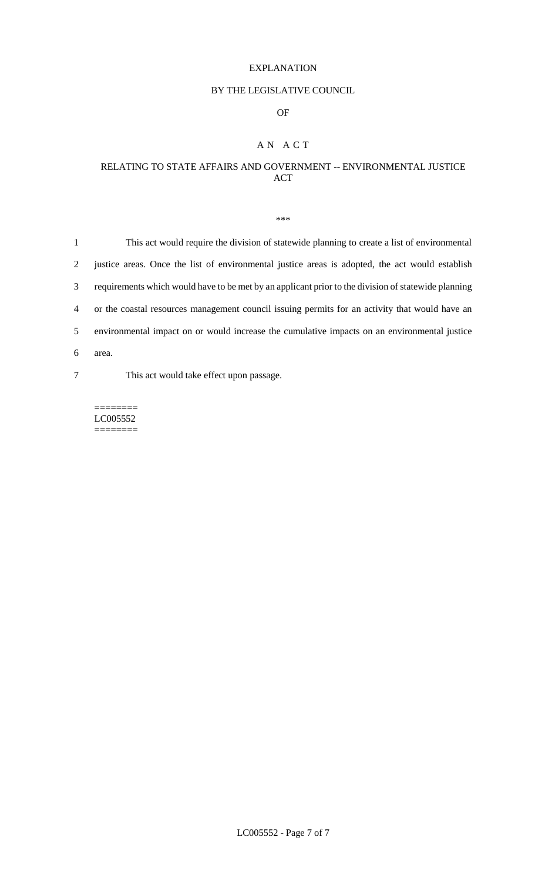EXPLANATION

BY THE LEGISLATIVE COUNCIL

OF

A N A C T

RELATING TO STATE AFFAIRS AND GOVERNMENT -- ENVIRONMENTAL JUSTICE ACT

\*\*\*

This act would require the division of statewide planning to create a list of environmental justice areas. Once the list of environmental justice areas is adopted, the act would establish requirements which would have to be met by an applicant prior to the division of statewide planning or the coastal resources management council issuing permits for an activity that would have an environmental impact on or would increase the cumulative impacts on an environmental justice area.

This act would take effect upon passage.

========
LC005552
========